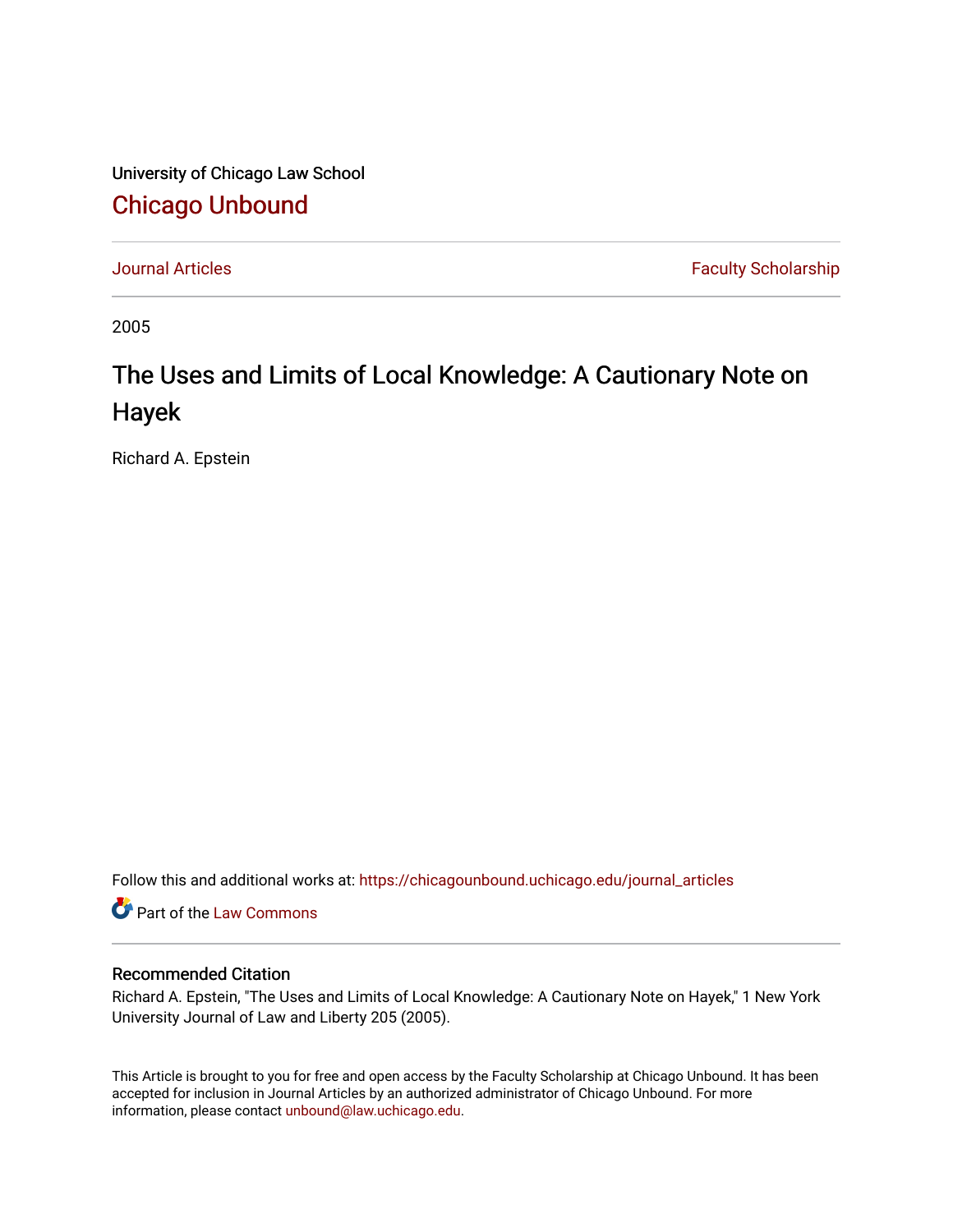University of Chicago Law School

## Chicago Unbound

Journal Articles | Faculty Scholarship

2005

# The Uses and Limits of Local Knowledge: A Cautionary Note on Hayek

Richard A. Epstein

Follow this and additional works at: https://chicagounbound.uchicago.edu/journal_articles

Part of the Law Commons

### Recommended Citation

Richard A. Epstein, "The Uses and Limits of Local Knowledge: A Cautionary Note on Hayek," 1 New York University Journal of Law and Liberty 205 (2005).

This Article is brought to you for free and open access by the Faculty Scholarship at Chicago Unbound. It has been accepted for inclusion in Journal Articles by an authorized administrator of Chicago Unbound. For more information, please contact unbound@law.uchicago.edu.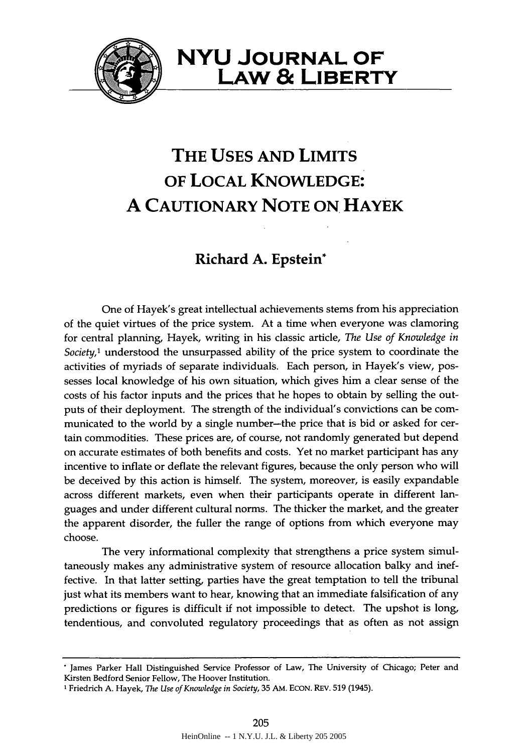# NYU Journal of Law & Liberty

# The Uses and Limits of Local Knowledge: A Cautionary Note on Hayek

**Richard A. Epstein***

One of Hayek's great intellectual achievements stems from his appreciation of the quiet virtues of the price system. At a time when everyone was clamoring for central planning, Hayek, writing in his classic article, *The Use of Knowledge in Society*,[1] understood the unsurpassed ability of the price system to coordinate the activities of myriads of separate individuals. Each person, in Hayek's view, possesses local knowledge of his own situation, which gives him a clear sense of the costs of his factor inputs and the prices that he hopes to obtain by selling the outputs of their deployment. The strength of the individual's convictions can be communicated to the world by a single number–the price that is bid or asked for certain commodities. These prices are, of course, not randomly generated but depend on accurate estimates of both benefits and costs. Yet no market participant has any incentive to inflate or deflate the relevant figures, because the only person who will be deceived by this action is himself. The system, moreover, is easily expandable across different markets, even when their participants operate in different languages and under different cultural norms. The thicker the market, and the greater the apparent disorder, the fuller the range of options from which everyone may choose.

The very informational complexity that strengthens a price system simultaneously makes any administrative system of resource allocation balky and ineffective. In that latter setting, parties have the great temptation to tell the tribunal just what its members want to hear, knowing that an immediate falsification of any predictions or figures is difficult if not impossible to detect. The upshot is long, tendentious, and convoluted regulatory proceedings that as often as not assign

---

* James Parker Hall Distinguished Service Professor of Law, The University of Chicago; Peter and Kirsten Bedford Senior Fellow, The Hoover Institution.

[1] Friedrich A. Hayek, *The Use of Knowledge in Society*, 35 AM. ECON. REV. 519 (1945).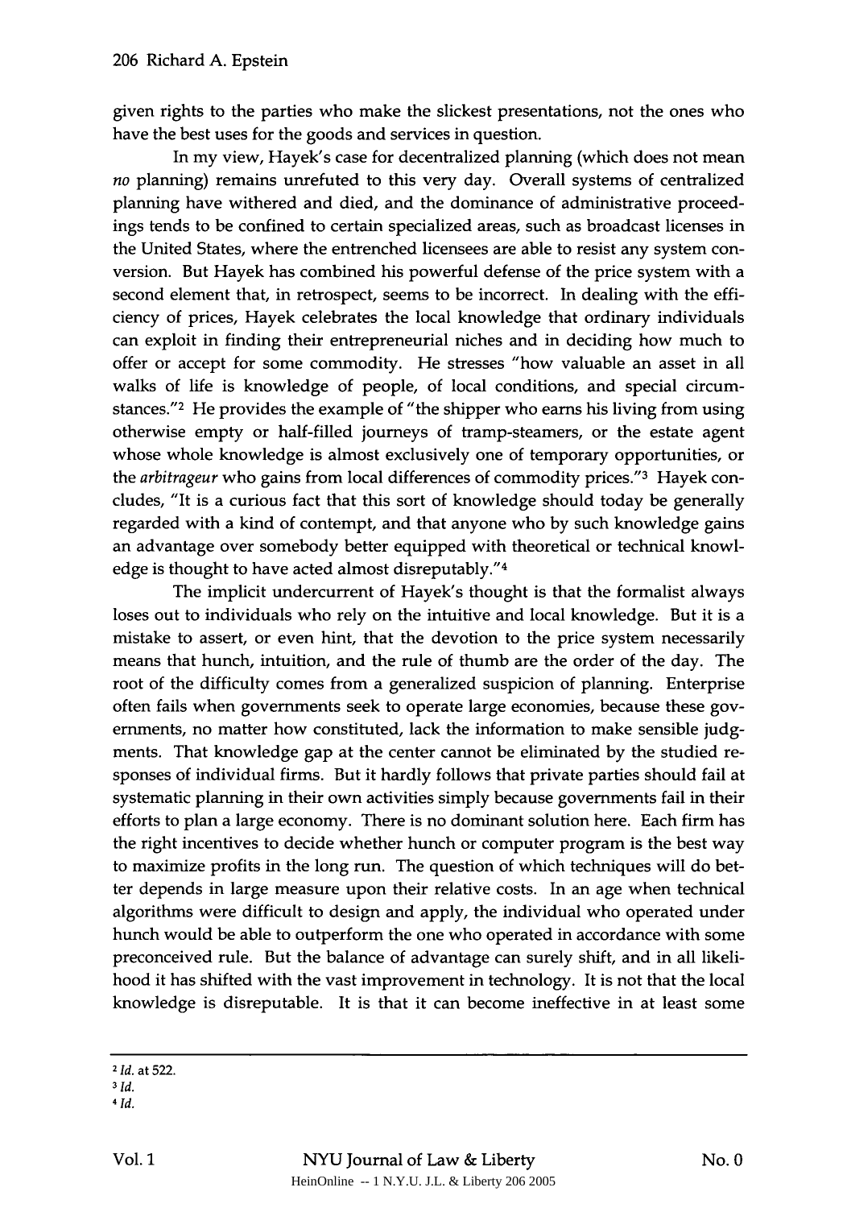given rights to the parties who make the slickest presentations, not the ones who have the best uses for the goods and services in question.

In my view, Hayek's case for decentralized planning (which does not mean *no* planning) remains unrefuted to this very day. Overall systems of centralized planning have withered and died, and the dominance of administrative proceedings tends to be confined to certain specialized areas, such as broadcast licenses in the United States, where the entrenched licensees are able to resist any system conversion. But Hayek has combined his powerful defense of the price system with a second element that, in retrospect, seems to be incorrect. In dealing with the efficiency of prices, Hayek celebrates the local knowledge that ordinary individuals can exploit in finding their entrepreneurial niches and in deciding how much to offer or accept for some commodity. He stresses "how valuable an asset in all walks of life is knowledge of people, of local conditions, and special circumstances."[2] He provides the example of "the shipper who earns his living from using otherwise empty or half-filled journeys of tramp-steamers, or the estate agent whose whole knowledge is almost exclusively one of temporary opportunities, or the *arbitrageur* who gains from local differences of commodity prices."[3] Hayek concludes, "It is a curious fact that this sort of knowledge should today be generally regarded with a kind of contempt, and that anyone who by such knowledge gains an advantage over somebody better equipped with theoretical or technical knowledge is thought to have acted almost disreputably."[4]

The implicit undercurrent of Hayek's thought is that the formalist always loses out to individuals who rely on the intuitive and local knowledge. But it is a mistake to assert, or even hint, that the devotion to the price system necessarily means that hunch, intuition, and the rule of thumb are the order of the day. The root of the difficulty comes from a generalized suspicion of planning. Enterprise often fails when governments seek to operate large economies, because these governments, no matter how constituted, lack the information to make sensible judgments. That knowledge gap at the center cannot be eliminated by the studied responses of individual firms. But it hardly follows that private parties should fail at systematic planning in their own activities simply because governments fail in their efforts to plan a large economy. There is no dominant solution here. Each firm has the right incentives to decide whether hunch or computer program is the best way to maximize profits in the long run. The question of which techniques will do better depends in large measure upon their relative costs. In an age when technical algorithms were difficult to design and apply, the individual who operated under hunch would be able to outperform the one who operated in accordance with some preconceived rule. But the balance of advantage can surely shift, and in all likelihood it has shifted with the vast improvement in technology. It is not that the local knowledge is disreputable. It is that it can become ineffective in at least some

---

[2] *Id.* at 522.

[3] *Id.*

[4] *Id.*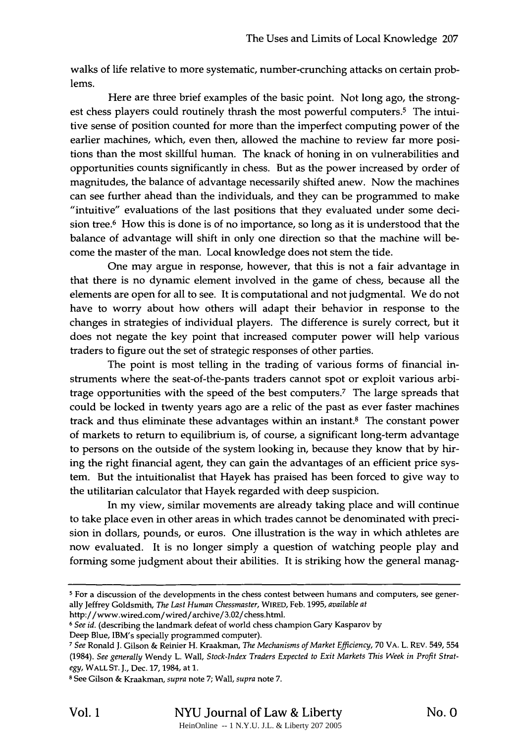walks of life relative to more systematic, number-crunching attacks on certain problems.

Here are three brief examples of the basic point. Not long ago, the strongest chess players could routinely thrash the most powerful computers.[5] The intuitive sense of position counted for more than the imperfect computing power of the earlier machines, which, even then, allowed the machine to review far more positions than the most skillful human. The knack of honing in on vulnerabilities and opportunities counts significantly in chess. But as the power increased by order of magnitudes, the balance of advantage necessarily shifted anew. Now the machines can see further ahead than the individuals, and they can be programmed to make "intuitive" evaluations of the last positions that they evaluated under some decision tree.[6] How this is done is of no importance, so long as it is understood that the balance of advantage will shift in only one direction so that the machine will become the master of the man. Local knowledge does not stem the tide.

One may argue in response, however, that this is not a fair advantage in that there is no dynamic element involved in the game of chess, because all the elements are open for all to see. It is computational and not judgmental. We do not have to worry about how others will adapt their behavior in response to the changes in strategies of individual players. The difference is surely correct, but it does not negate the key point that increased computer power will help various traders to figure out the set of strategic responses of other parties.

The point is most telling in the trading of various forms of financial instruments where the seat-of-the-pants traders cannot spot or exploit various arbitrage opportunities with the speed of the best computers.[7] The large spreads that could be locked in twenty years ago are a relic of the past as ever faster machines track and thus eliminate these advantages within an instant.[8] The constant power of markets to return to equilibrium is, of course, a significant long-term advantage to persons on the outside of the system looking in, because they know that by hiring the right financial agent, they can gain the advantages of an efficient price system. But the intuitionalist that Hayek has praised has been forced to give way to the utilitarian calculator that Hayek regarded with deep suspicion.

In my view, similar movements are already taking place and will continue to take place even in other areas in which trades cannot be denominated with precision in dollars, pounds, or euros. One illustration is the way in which athletes are now evaluated. It is no longer simply a question of watching people play and forming some judgment about their abilities. It is striking how the general manag-

---

[5] For a discussion of the developments in the chess contest between humans and computers, see generally Jeffrey Goldsmith, *The Last Human Chessmaster*, WIRED, Feb. 1995, *available at* http://www.wired.com/wired/archive/3.02/chess.html.

[6] *See id.* (describing the landmark defeat of world chess champion Gary Kasparov by Deep Blue, IBM's specially programmed computer).

[7] *See* Ronald J. Gilson & Reinier H. Kraakman, *The Mechanisms of Market Efficiency*, 70 VA. L. REV. 549, 554 (1984). *See generally* Wendy L. Wall, *Stock-Index Traders Expected to Exit Markets This Week in Profit Strategy*, WALL ST. J., Dec. 17, 1984, at 1.

[8] See Gilson & Kraakman, *supra* note 7; Wall, *supra* note 7.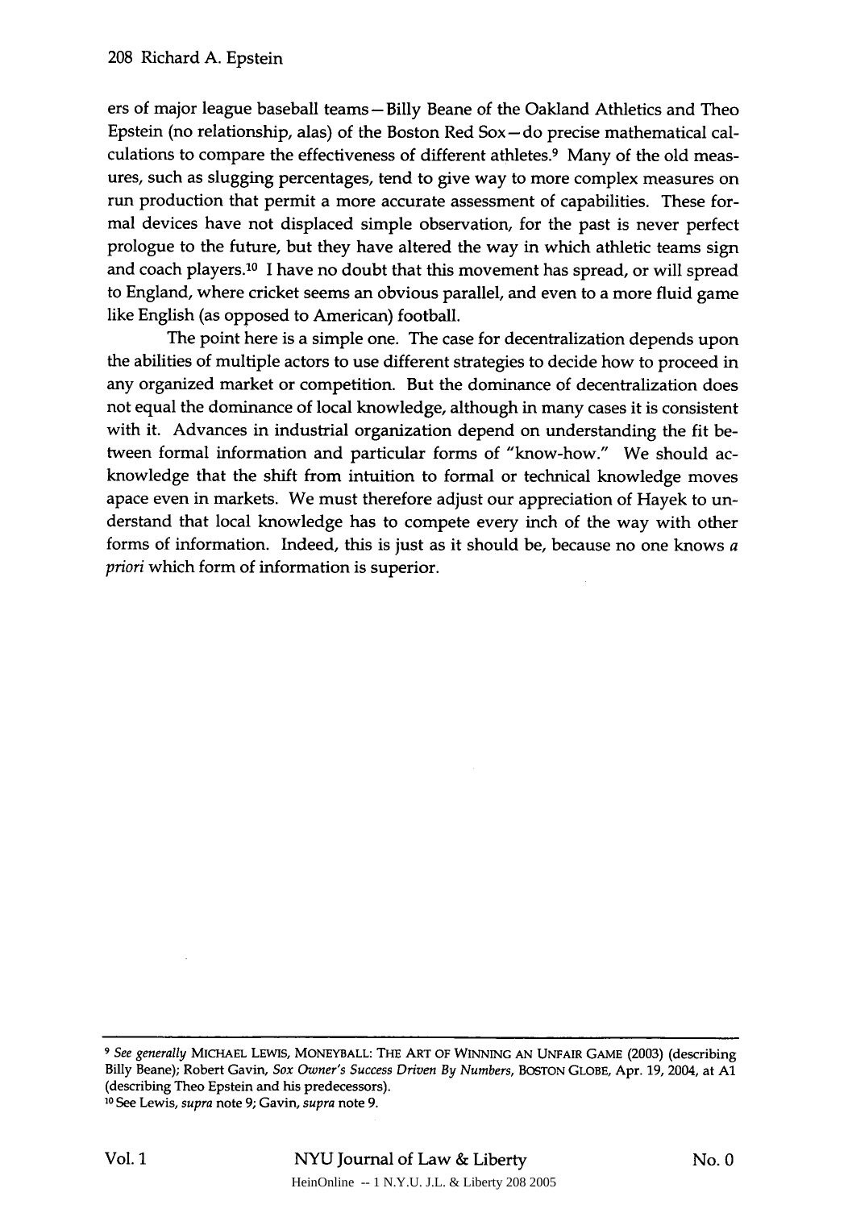ers of major league baseball teams—Billy Beane of the Oakland Athletics and Theo Epstein (no relationship, alas) of the Boston Red Sox—do precise mathematical calculations to compare the effectiveness of different athletes.[9] Many of the old measures, such as slugging percentages, tend to give way to more complex measures on run production that permit a more accurate assessment of capabilities. These formal devices have not displaced simple observation, for the past is never perfect prologue to the future, but they have altered the way in which athletic teams sign and coach players.[10] I have no doubt that this movement has spread, or will spread to England, where cricket seems an obvious parallel, and even to a more fluid game like English (as opposed to American) football.

The point here is a simple one. The case for decentralization depends upon the abilities of multiple actors to use different strategies to decide how to proceed in any organized market or competition. But the dominance of decentralization does not equal the dominance of local knowledge, although in many cases it is consistent with it. Advances in industrial organization depend on understanding the fit between formal information and particular forms of "know-how." We should acknowledge that the shift from intuition to formal or technical knowledge moves apace even in markets. We must therefore adjust our appreciation of Hayek to understand that local knowledge has to compete every inch of the way with other forms of information. Indeed, this is just as it should be, because no one knows *a priori* which form of information is superior.

---

[9] *See generally* MICHAEL LEWIS, MONEYBALL: THE ART OF WINNING AN UNFAIR GAME (2003) (describing Billy Beane); Robert Gavin, *Sox Owner's Success Driven By Numbers*, BOSTON GLOBE, Apr. 19, 2004, at A1 (describing Theo Epstein and his predecessors).

[10] See Lewis, *supra* note 9; Gavin, *supra* note 9.